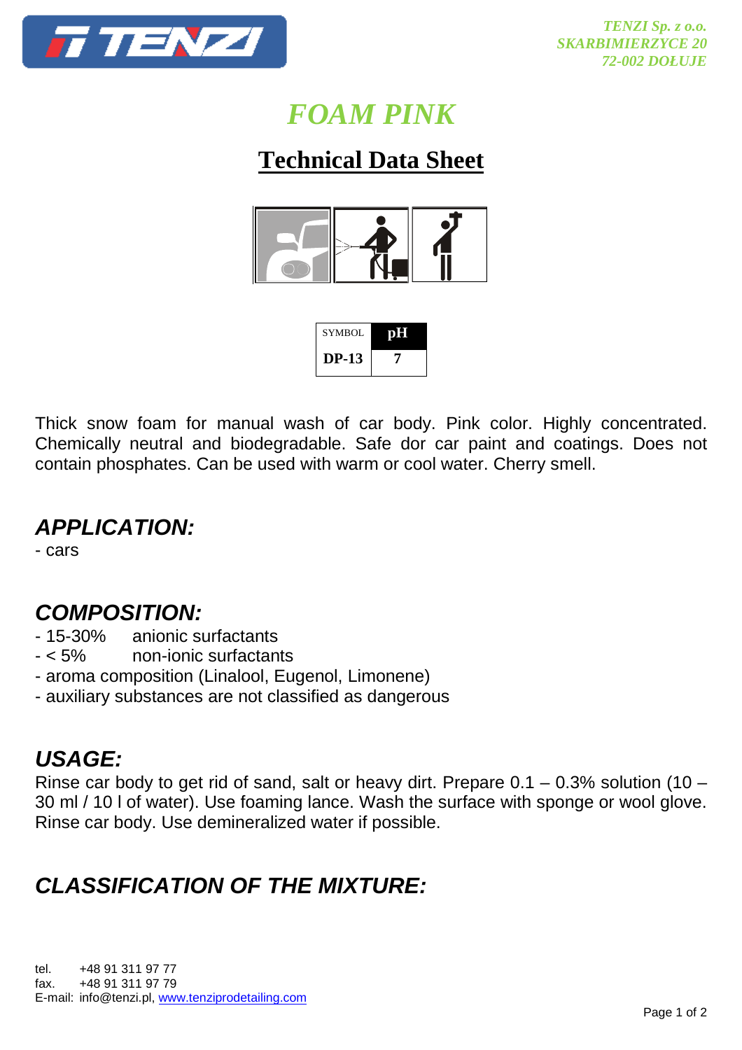TENZI Sp. z o.o.
SKARBIMIERZYCE 20
72-002 DOŁUJE

# FOAM PINK

## Technical Data Sheet

| SYMBOL | pH |
|---|---|
| DP-13 | 7 |

Thick snow foam for manual wash of car body. Pink color. Highly concentrated. Chemically neutral and biodegradable. Safe dor car paint and coatings. Does not contain phosphates. Can be used with warm or cool water. Cherry smell.

## APPLICATION:

- cars

## COMPOSITION:

- 15-30% anionic surfactants
- < 5% non-ionic surfactants
- aroma composition (Linalool, Eugenol, Limonene)
- auxiliary substances are not classified as dangerous

## USAGE:

Rinse car body to get rid of sand, salt or heavy dirt. Prepare 0.1 – 0.3% solution (10 – 30 ml / 10 l of water). Use foaming lance. Wash the surface with sponge or wool glove. Rinse car body. Use demineralized water if possible.

## CLASSIFICATION OF THE MIXTURE:

tel. +48 91 311 97 77
fax. +48 91 311 97 79
E-mail: info@tenzi.pl, www.tenziprodetailing.com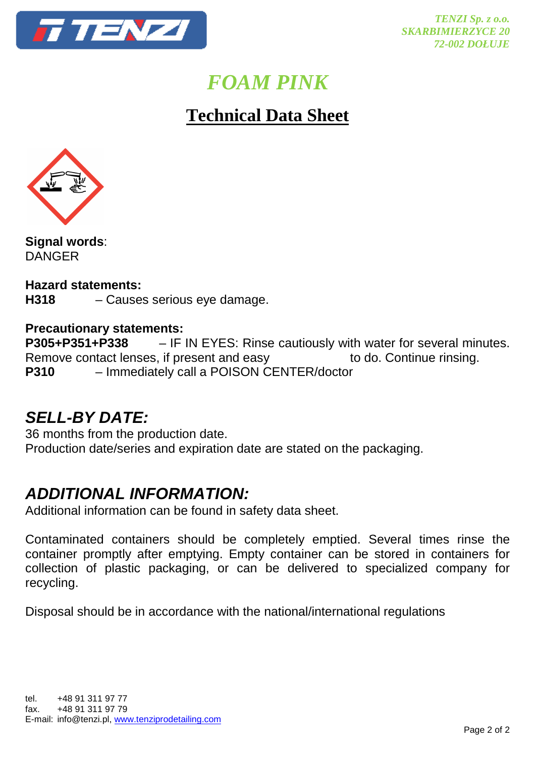TENZI Sp. z o.o.
SKARBIMIERZYCE 20
72-002 DOŁUJE

# FOAM PINK

## Technical Data Sheet

**Signal words**:
DANGER

**Hazard statements:**
**H318** – Causes serious eye damage.

**Precautionary statements:**
**P305+P351+P338** – IF IN EYES: Rinse cautiously with water for several minutes. Remove contact lenses, if present and easy to do. Continue rinsing.
**P310** – Immediately call a POISON CENTER/doctor

## *SELL-BY DATE:*

36 months from the production date.
Production date/series and expiration date are stated on the packaging.

## *ADDITIONAL INFORMATION:*

Additional information can be found in safety data sheet.

Contaminated containers should be completely emptied. Several times rinse the container promptly after emptying. Empty container can be stored in containers for collection of plastic packaging, or can be delivered to specialized company for recycling.

Disposal should be in accordance with the national/international regulations

tel. +48 91 311 97 77
fax. +48 91 311 97 79
E-mail: info@tenzi.pl, www.tenziprodetailing.com